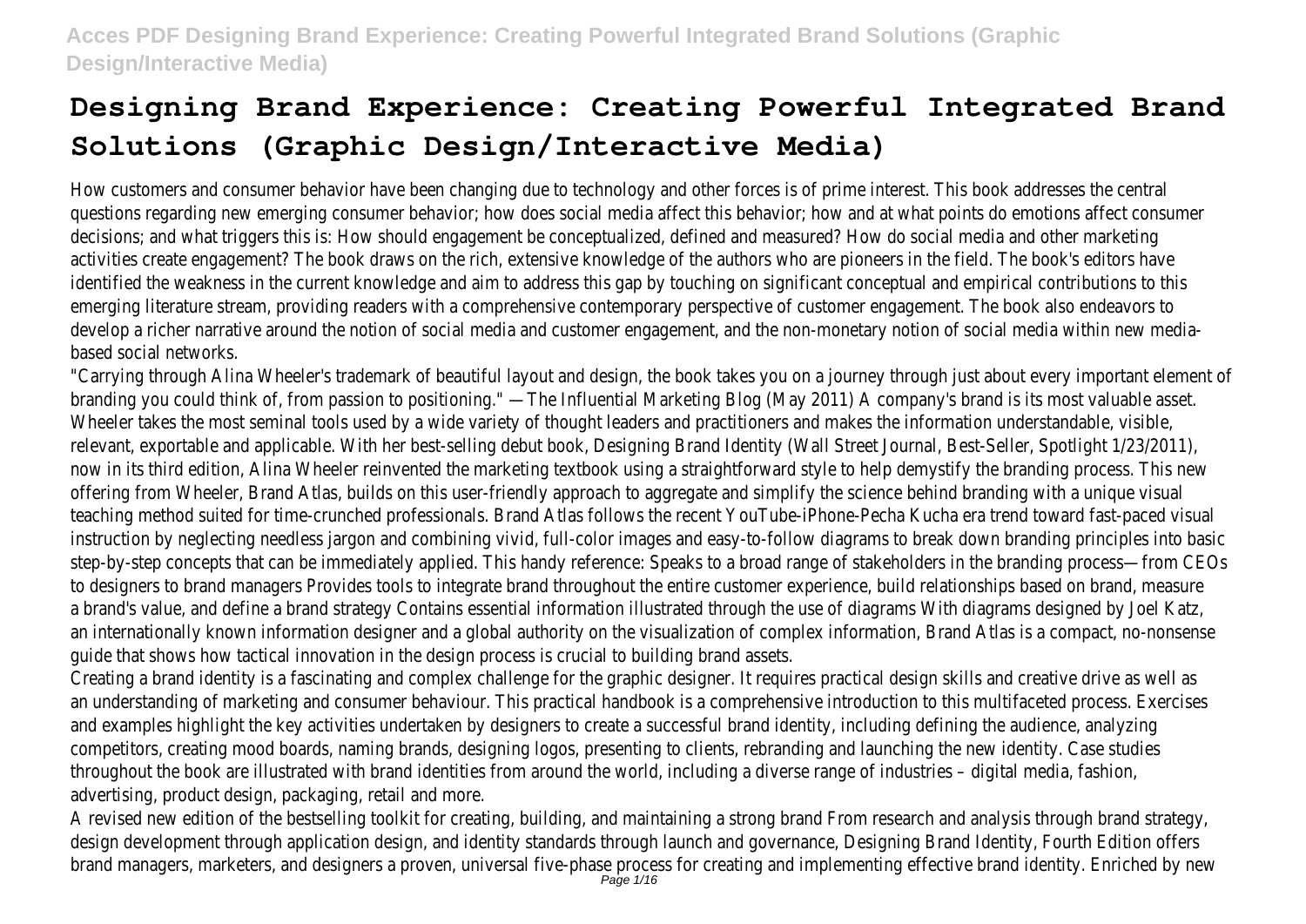# Designing Brand Experience: Creating Powerful Integrated Brand Solutions (Graphic Design/Interactive Media)

How customers and consumer behavior have been changing due to technology and other forces is of prime interest. This book addresses the central questions regarding new emerging consumer behavior; how does social media affect this behavior; how and at what points do emotions affect consumer decisions; and what triggers this is: How should engagement be conceptualized, defined and measured? How do social media and other marketing activities create engagement? The book draws on the rich, extensive knowledge of the authors who are pioneers in the field. The book's editors have identified the weakness in the current knowledge and aim to address this gap by touching on significant conceptual and empirical contributions to this emerging literature stream, providing readers with a comprehensive contemporary perspective of customer engagement. The book also endeavors to develop a richer narrative around the notion of social media and customer engagement, and the non-monetary notion of social media within new media-based social networks.

"Carrying through Alina Wheeler's trademark of beautiful layout and design, the book takes you on a journey through just about every important element of branding you could think of, from passion to positioning." —The Influential Marketing Blog (May 2011) A company's brand is its most valuable asset. Wheeler takes the most seminal tools used by a wide variety of thought leaders and practitioners and makes the information understandable, visible, relevant, exportable and applicable. With her best-selling debut book, Designing Brand Identity (Wall Street Journal, Best-Seller, Spotlight 1/23/2011), now in its third edition, Alina Wheeler reinvented the marketing textbook using a straightforward style to help demystify the branding process. This new offering from Wheeler, Brand Atlas, builds on this user-friendly approach to aggregate and simplify the science behind branding with a unique visual teaching method suited for time-crunched professionals. Brand Atlas follows the recent YouTube-iPhone-Pecha Kucha era trend toward fast-paced visual instruction by neglecting needless jargon and combining vivid, full-color images and easy-to-follow diagrams to break down branding principles into basic step-by-step concepts that can be immediately applied. This handy reference: Speaks to a broad range of stakeholders in the branding process—from CEOs to designers to brand managers Provides tools to integrate brand throughout the entire customer experience, build relationships based on brand, measure a brand's value, and define a brand strategy Contains essential information illustrated through the use of diagrams With diagrams designed by Joel Katz, an internationally known information designer and a global authority on the visualization of complex information, Brand Atlas is a compact, no-nonsense guide that shows how tactical innovation in the design process is crucial to building brand assets.

Creating a brand identity is a fascinating and complex challenge for the graphic designer. It requires practical design skills and creative drive as well as an understanding of marketing and consumer behaviour. This practical handbook is a comprehensive introduction to this multifaceted process. Exercises and examples highlight the key activities undertaken by designers to create a successful brand identity, including defining the audience, analyzing competitors, creating mood boards, naming brands, designing logos, presenting to clients, rebranding and launching the new identity. Case studies throughout the book are illustrated with brand identities from around the world, including a diverse range of industries – digital media, fashion, advertising, product design, packaging, retail and more.

A revised new edition of the bestselling toolkit for creating, building, and maintaining a strong brand From research and analysis through brand strategy, design development through application design, and identity standards through launch and governance, Designing Brand Identity, Fourth Edition offers brand managers, marketers, and designers a proven, universal five-phase process for creating and implementing effective brand identity. Enriched by new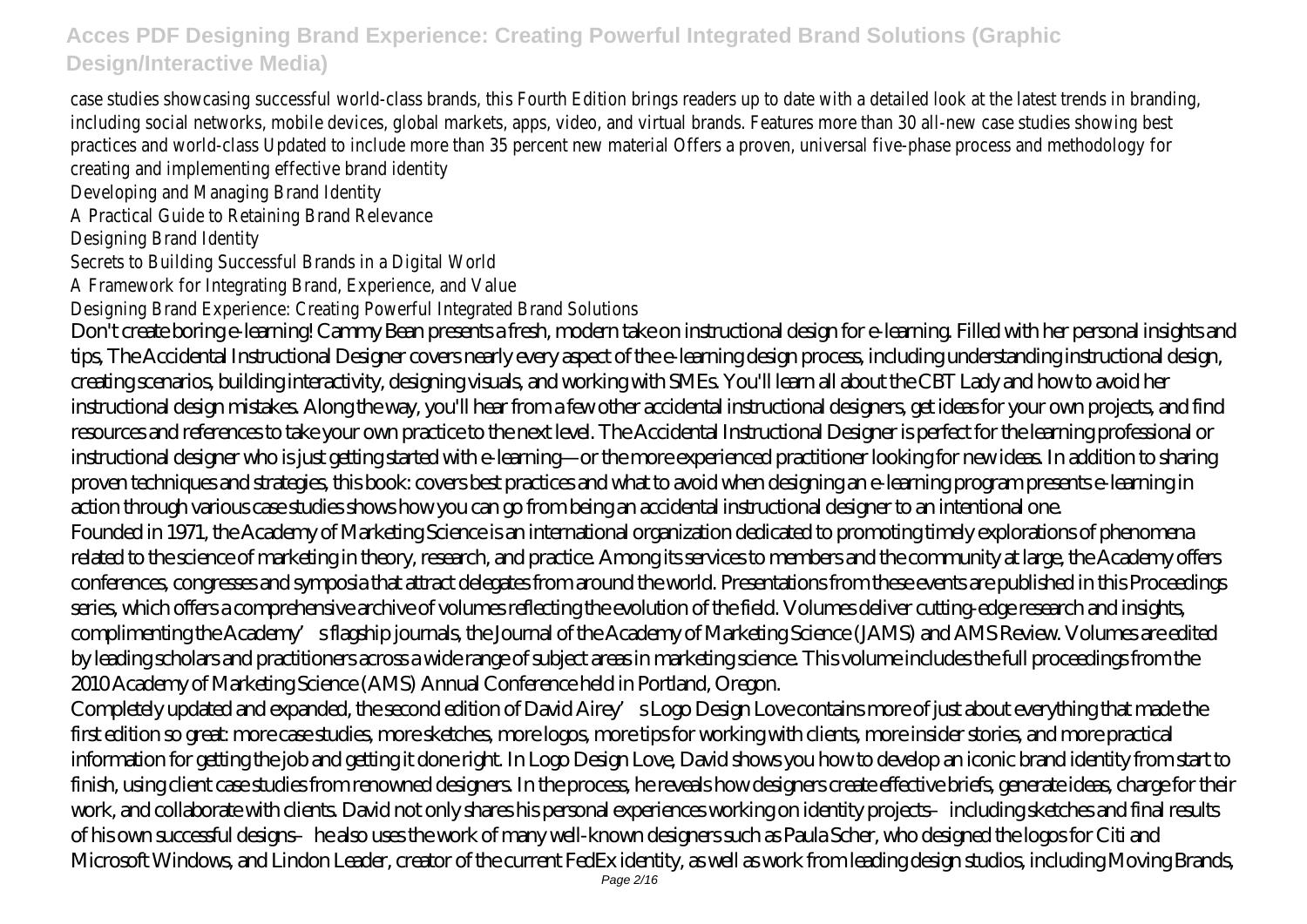case studies showcasing successful world-class brands, this Fourth Edition brings readers up to date with a detailed look at the latest trends in branding, including social networks, mobile devices, global markets, apps, video, and virtual brands. Features more than 30 all-new case studies showing best practices and world-class Updated to include more than 35 percent new material Offers a proven, universal five-phase process and methodology for creating and implementing effective brand identity

Developing and Managing Brand Identity

A Practical Guide to Retaining Brand Relevance

Designing Brand Identity

Secrets to Building Successful Brands in a Digital World

A Framework for Integrating Brand, Experience, and Value

Designing Brand Experience: Creating Powerful Integrated Brand Solutions

Don't create boring e-learning! Cammy Bean presents a fresh, modern take on instructional design for e-learning. Filled with her personal insights and tips, The Accidental Instructional Designer covers nearly every aspect of the e-learning design process, including understanding instructional design, creating scenarios, building interactivity, designing visuals, and working with SMEs. You'll learn all about the CBT Lady and how to avoid her instructional design mistakes. Along the way, you'll hear from a few other accidental instructional designers, get ideas for your own projects, and find resources and references to take your own practice to the next level. The Accidental Instructional Designer is perfect for the learning professional or instructional designer who is just getting started with e-learning—or the more experienced practitioner looking for new ideas. In addition to sharing proven techniques and strategies, this book: covers best practices and what to avoid when designing an e-learning program presents e-learning in action through various case studies shows how you can go from being an accidental instructional designer to an intentional one.

Founded in 1971, the Academy of Marketing Science is an international organization dedicated to promoting timely explorations of phenomena related to the science of marketing in theory, research, and practice. Among its services to members and the community at large, the Academy offers conferences, congresses and symposia that attract delegates from around the world. Presentations from these events are published in this Proceedings series, which offers a comprehensive archive of volumes reflecting the evolution of the field. Volumes deliver cutting-edge research and insights, complimenting the Academy's flagship journals, the Journal of the Academy of Marketing Science (JAMS) and AMS Review. Volumes are edited by leading scholars and practitioners across a wide range of subject areas in marketing science. This volume includes the full proceedings from the 2010 Academy of Marketing Science (AMS) Annual Conference held in Portland, Oregon.

Completely updated and expanded, the second edition of David Airey's Logo Design Love contains more of just about everything that made the first edition so great: more case studies, more sketches, more logos, more tips for working with clients, more insider stories, and more practical information for getting the job and getting it done right. In Logo Design Love, David shows you how to develop an iconic brand identity from start to finish, using client case studies from renowned designers. In the process, he reveals how designers create effective briefs, generate ideas, charge for their work, and collaborate with clients. David not only shares his personal experiences working on identity projects–including sketches and final results of his own successful designs–he also uses the work of many well-known designers such as Paula Scher, who designed the logos for Citi and Microsoft Windows, and Lindon Leader, creator of the current FedEx identity, as well as work from leading design studios, including Moving Brands,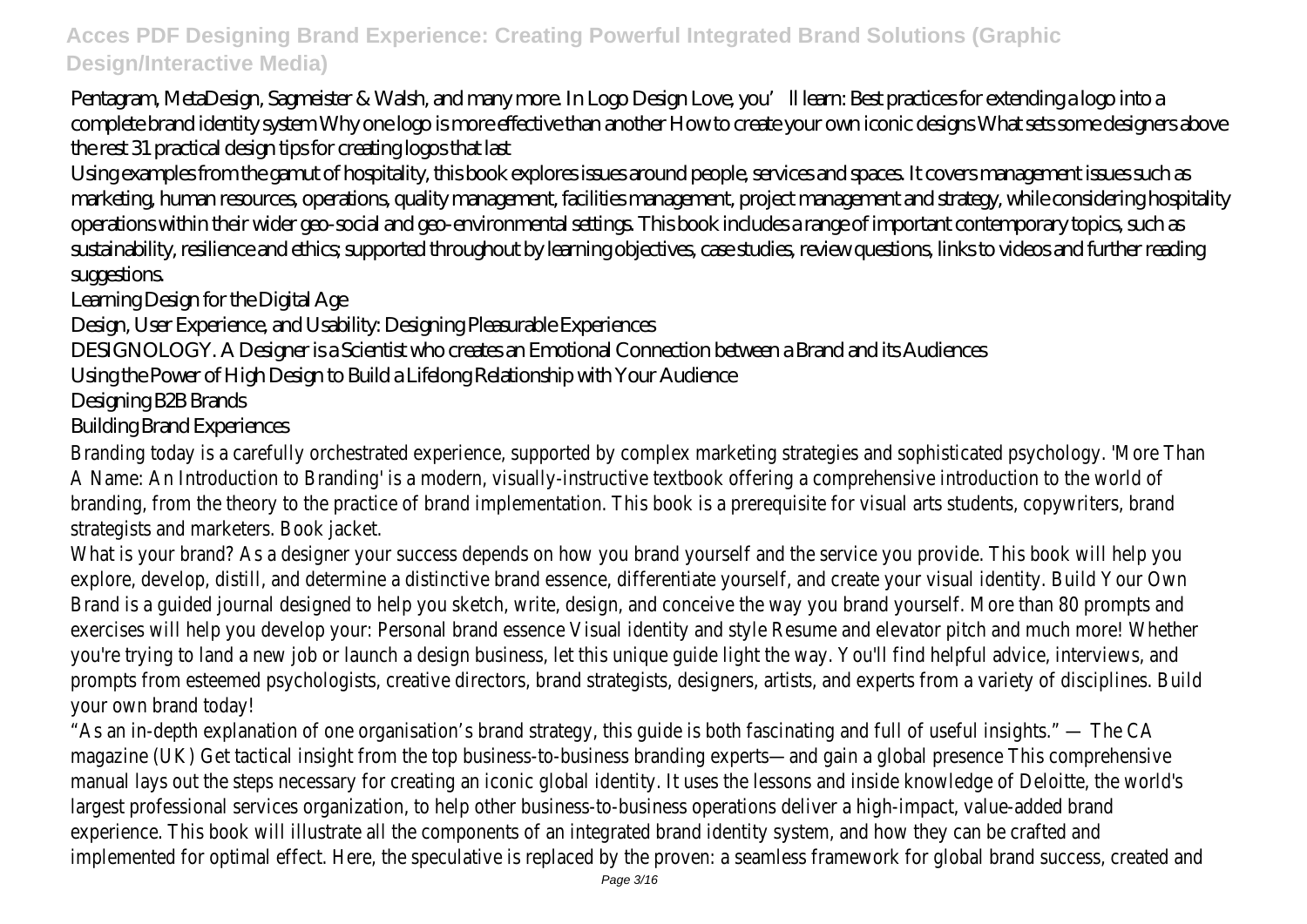Pentagram, MetaDesign, Sagmeister & Walsh, and many more. In Logo Design Love, you'll learn: Best practices for extending a logo into a complete brand identity system Why one logo is more effective than another How to create your own iconic designs What sets some designers above the rest 31 practical design tips for creating logos that last

Using examples from the gamut of hospitality, this book explores issues around people, services and spaces. It covers management issues such as marketing, human resources, operations, quality management, facilities management, project management and strategy, while considering hospitality operations within their wider geo-social and geo-environmental settings. This book includes a range of important contemporary topics, such as sustainability, resilience and ethics; supported throughout by learning objectives, case studies, review questions, links to videos and further reading suggestions.

Learning Design for the Digital Age

Design, User Experience, and Usability: Designing Pleasurable Experiences

DESIGNOLOGY. A Designer is a Scientist who creates an Emotional Connection between a Brand and its Audiences

Using the Power of High Design to Build a Lifelong Relationship with Your Audience

Designing B2B Brands

Building Brand Experiences

Branding today is a carefully orchestrated experience, supported by complex marketing strategies and sophisticated psychology. 'More Than A Name: An Introduction to Branding' is a modern, visually-instructive textbook offering a comprehensive introduction to the world of branding, from the theory to the practice of brand implementation. This book is a prerequisite for visual arts students, copywriters, brand strategists and marketers. Book jacket.

What is your brand? As a designer your success depends on how you brand yourself and the service you provide. This book will help you explore, develop, distill, and determine a distinctive brand essence, differentiate yourself, and create your visual identity. Build Your Own Brand is a guided journal designed to help you sketch, write, design, and conceive the way you brand yourself. More than 80 prompts and exercises will help you develop your: Personal brand essence Visual identity and style Resume and elevator pitch and much more! Whether you're trying to land a new job or launch a design business, let this unique guide light the way. You'll find helpful advice, interviews, and prompts from esteemed psychologists, creative directors, brand strategists, designers, artists, and experts from a variety of disciplines. Build your own brand today!

"As an in-depth explanation of one organisation's brand strategy, this guide is both fascinating and full of useful insights." — The CA magazine (UK) Get tactical insight from the top business-to-business branding experts—and gain a global presence This comprehensive manual lays out the steps necessary for creating an iconic global identity. It uses the lessons and inside knowledge of Deloitte, the world's largest professional services organization, to help other business-to-business operations deliver a high-impact, value-added brand experience. This book will illustrate all the components of an integrated brand identity system, and how they can be crafted and implemented for optimal effect. Here, the speculative is replaced by the proven: a seamless framework for global brand success, created and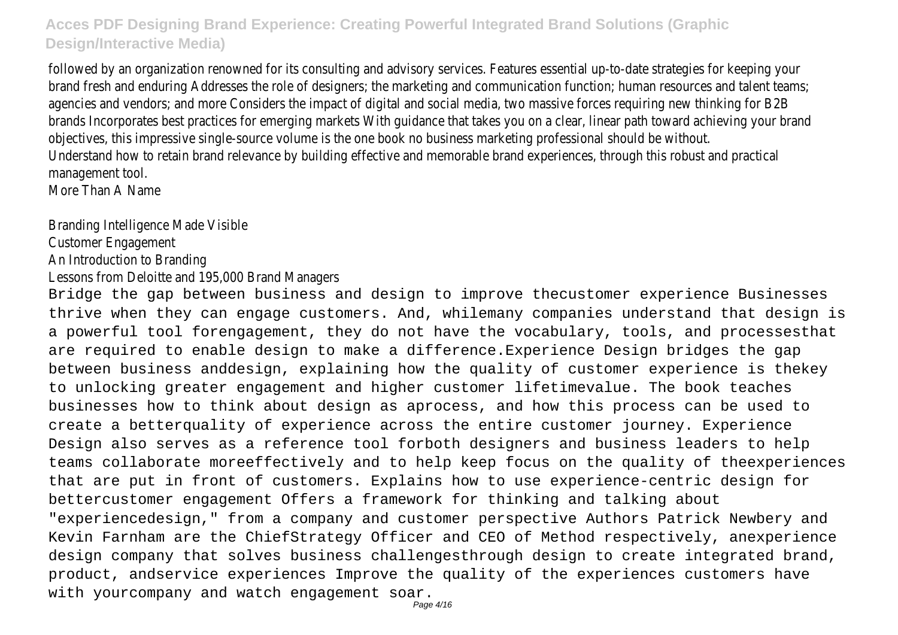followed by an organization renowned for its consulting and advisory services. Features essential up-to-date strategies for keeping your brand fresh and enduring Addresses the role of designers; the marketing and communication function; human resources and talent teams; agencies and vendors; and more Considers the impact of digital and social media, two massive forces requiring new thinking for B2B brands Incorporates best practices for emerging markets With guidance that takes you on a clear, linear path toward achieving your brand objectives, this impressive single-source volume is the one book no business marketing professional should be without.

Understand how to retain brand relevance by building effective and memorable brand experiences, through this robust and practical management tool.

More Than A Name

Branding Intelligence Made Visible

Customer Engagement

An Introduction to Branding

Lessons from Deloitte and 195,000 Brand Managers

Bridge the gap between business and design to improve thecustomer experience Businesses thrive when they can engage customers. And, whilemany companies understand that design is a powerful tool forengagement, they do not have the vocabulary, tools, and processesthat are required to enable design to make a difference.Experience Design bridges the gap between business anddesign, explaining how the quality of customer experience is thekey to unlocking greater engagement and higher customer lifetimevalue. The book teaches businesses how to think about design as aprocess, and how this process can be used to create a betterquality of experience across the entire customer journey. Experience Design also serves as a reference tool forboth designers and business leaders to help teams collaborate moreeffectively and to help keep focus on the quality of theexperiences that are put in front of customers. Explains how to use experience-centric design for bettercustomer engagement Offers a framework for thinking and talking about "experiencedesign," from a company and customer perspective Authors Patrick Newbery and Kevin Farnham are the ChiefStrategy Officer and CEO of Method respectively, anexperience design company that solves business challengesthrough design to create integrated brand, product, andservice experiences Improve the quality of the experiences customers have with yourcompany and watch engagement soar.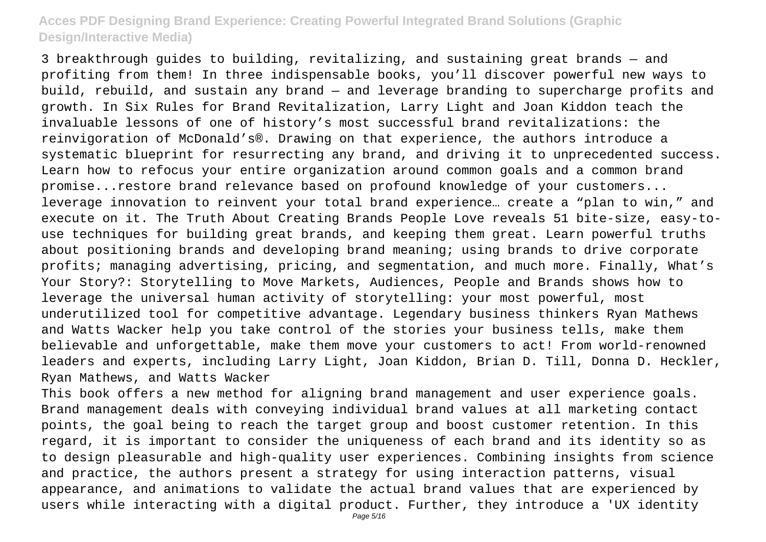3 breakthrough guides to building, revitalizing, and sustaining great brands — and profiting from them! In three indispensable books, you'll discover powerful new ways to build, rebuild, and sustain any brand — and leverage branding to supercharge profits and growth. In Six Rules for Brand Revitalization, Larry Light and Joan Kiddon teach the invaluable lessons of one of history's most successful brand revitalizations: the reinvigoration of McDonald's®. Drawing on that experience, the authors introduce a systematic blueprint for resurrecting any brand, and driving it to unprecedented success. Learn how to refocus your entire organization around common goals and a common brand promise...restore brand relevance based on profound knowledge of your customers... leverage innovation to reinvent your total brand experience… create a "plan to win," and execute on it. The Truth About Creating Brands People Love reveals 51 bite-size, easy-to-use techniques for building great brands, and keeping them great. Learn powerful truths about positioning brands and developing brand meaning; using brands to drive corporate profits; managing advertising, pricing, and segmentation, and much more. Finally, What's Your Story?: Storytelling to Move Markets, Audiences, People and Brands shows how to leverage the universal human activity of storytelling: your most powerful, most underutilized tool for competitive advantage. Legendary business thinkers Ryan Mathews and Watts Wacker help you take control of the stories your business tells, make them believable and unforgettable, make them move your customers to act! From world-renowned leaders and experts, including Larry Light, Joan Kiddon, Brian D. Till, Donna D. Heckler, Ryan Mathews, and Watts Wacker

This book offers a new method for aligning brand management and user experience goals. Brand management deals with conveying individual brand values at all marketing contact points, the goal being to reach the target group and boost customer retention. In this regard, it is important to consider the uniqueness of each brand and its identity so as to design pleasurable and high-quality user experiences. Combining insights from science and practice, the authors present a strategy for using interaction patterns, visual appearance, and animations to validate the actual brand values that are experienced by users while interacting with a digital product. Further, they introduce a 'UX identity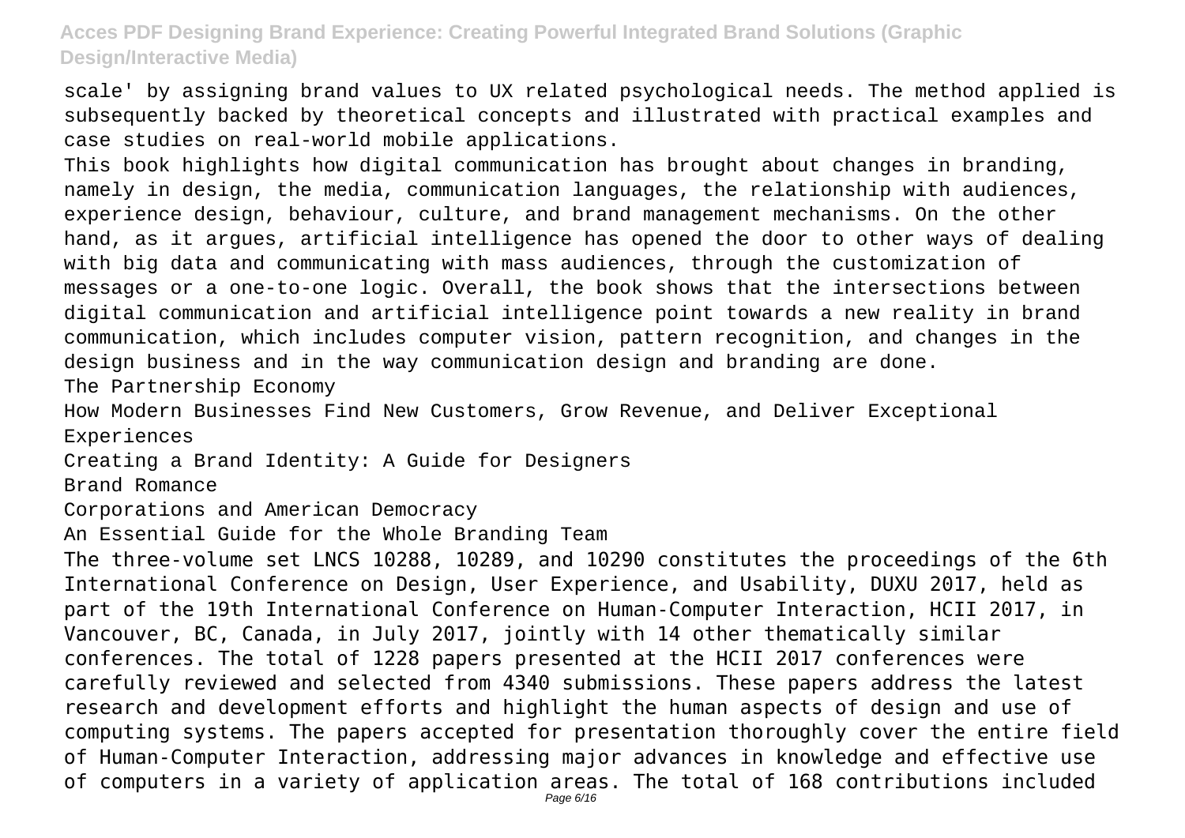scale' by assigning brand values to UX related psychological needs. The method applied is subsequently backed by theoretical concepts and illustrated with practical examples and case studies on real-world mobile applications.

This book highlights how digital communication has brought about changes in branding, namely in design, the media, communication languages, the relationship with audiences, experience design, behaviour, culture, and brand management mechanisms. On the other hand, as it argues, artificial intelligence has opened the door to other ways of dealing with big data and communicating with mass audiences, through the customization of messages or a one-to-one logic. Overall, the book shows that the intersections between digital communication and artificial intelligence point towards a new reality in brand communication, which includes computer vision, pattern recognition, and changes in the design business and in the way communication design and branding are done.

The Partnership Economy

How Modern Businesses Find New Customers, Grow Revenue, and Deliver Exceptional Experiences

Creating a Brand Identity: A Guide for Designers

Brand Romance

Corporations and American Democracy

An Essential Guide for the Whole Branding Team

The three-volume set LNCS 10288, 10289, and 10290 constitutes the proceedings of the 6th International Conference on Design, User Experience, and Usability, DUXU 2017, held as part of the 19th International Conference on Human-Computer Interaction, HCII 2017, in Vancouver, BC, Canada, in July 2017, jointly with 14 other thematically similar conferences. The total of 1228 papers presented at the HCII 2017 conferences were carefully reviewed and selected from 4340 submissions. These papers address the latest research and development efforts and highlight the human aspects of design and use of computing systems. The papers accepted for presentation thoroughly cover the entire field of Human-Computer Interaction, addressing major advances in knowledge and effective use of computers in a variety of application areas. The total of 168 contributions included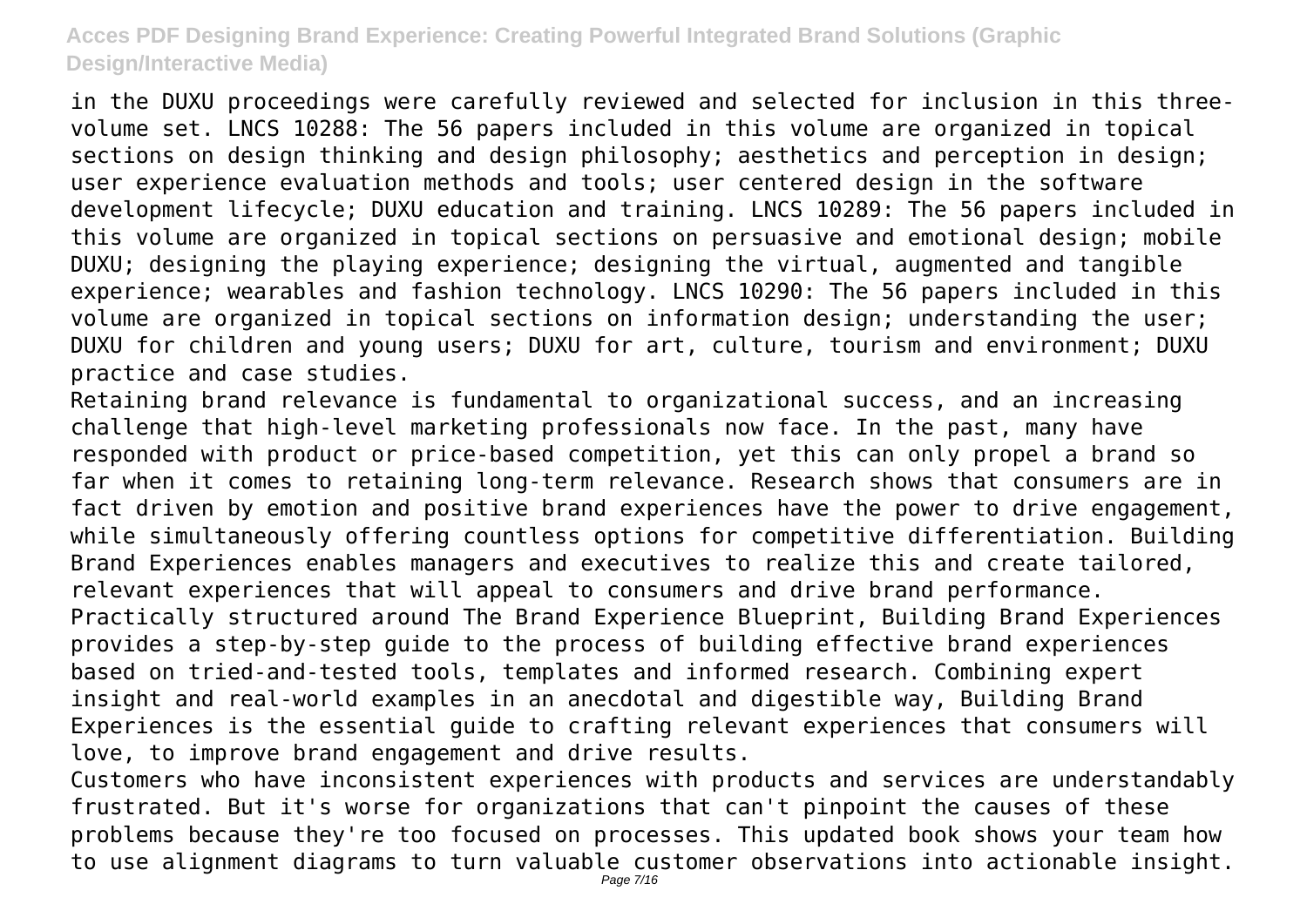in the DUXU proceedings were carefully reviewed and selected for inclusion in this three-volume set. LNCS 10288: The 56 papers included in this volume are organized in topical sections on design thinking and design philosophy; aesthetics and perception in design; user experience evaluation methods and tools; user centered design in the software development lifecycle; DUXU education and training. LNCS 10289: The 56 papers included in this volume are organized in topical sections on persuasive and emotional design; mobile DUXU; designing the playing experience; designing the virtual, augmented and tangible experience; wearables and fashion technology. LNCS 10290: The 56 papers included in this volume are organized in topical sections on information design; understanding the user; DUXU for children and young users; DUXU for art, culture, tourism and environment; DUXU practice and case studies.

Retaining brand relevance is fundamental to organizational success, and an increasing challenge that high-level marketing professionals now face. In the past, many have responded with product or price-based competition, yet this can only propel a brand so far when it comes to retaining long-term relevance. Research shows that consumers are in fact driven by emotion and positive brand experiences have the power to drive engagement, while simultaneously offering countless options for competitive differentiation. Building Brand Experiences enables managers and executives to realize this and create tailored, relevant experiences that will appeal to consumers and drive brand performance. Practically structured around The Brand Experience Blueprint, Building Brand Experiences provides a step-by-step guide to the process of building effective brand experiences based on tried-and-tested tools, templates and informed research. Combining expert insight and real-world examples in an anecdotal and digestible way, Building Brand Experiences is the essential guide to crafting relevant experiences that consumers will love, to improve brand engagement and drive results.

Customers who have inconsistent experiences with products and services are understandably frustrated. But it's worse for organizations that can't pinpoint the causes of these problems because they're too focused on processes. This updated book shows your team how to use alignment diagrams to turn valuable customer observations into actionable insight.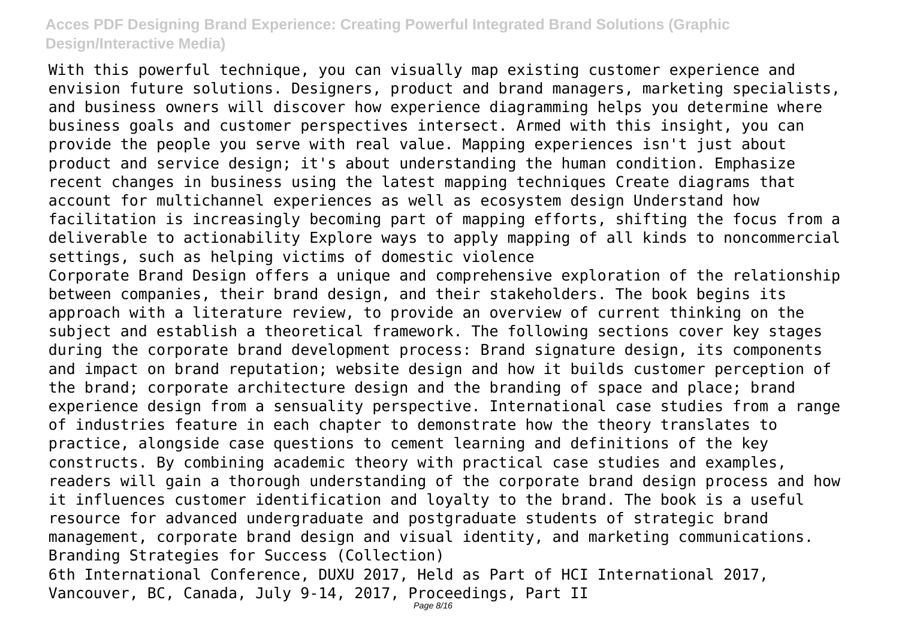With this powerful technique, you can visually map existing customer experience and envision future solutions. Designers, product and brand managers, marketing specialists, and business owners will discover how experience diagramming helps you determine where business goals and customer perspectives intersect. Armed with this insight, you can provide the people you serve with real value. Mapping experiences isn't just about product and service design; it's about understanding the human condition. Emphasize recent changes in business using the latest mapping techniques Create diagrams that account for multichannel experiences as well as ecosystem design Understand how facilitation is increasingly becoming part of mapping efforts, shifting the focus from a deliverable to actionability Explore ways to apply mapping of all kinds to noncommercial settings, such as helping victims of domestic violence

Corporate Brand Design offers a unique and comprehensive exploration of the relationship between companies, their brand design, and their stakeholders. The book begins its approach with a literature review, to provide an overview of current thinking on the subject and establish a theoretical framework. The following sections cover key stages during the corporate brand development process: Brand signature design, its components and impact on brand reputation; website design and how it builds customer perception of the brand; corporate architecture design and the branding of space and place; brand experience design from a sensuality perspective. International case studies from a range of industries feature in each chapter to demonstrate how the theory translates to practice, alongside case questions to cement learning and definitions of the key constructs. By combining academic theory with practical case studies and examples, readers will gain a thorough understanding of the corporate brand design process and how it influences customer identification and loyalty to the brand. The book is a useful resource for advanced undergraduate and postgraduate students of strategic brand management, corporate brand design and visual identity, and marketing communications.

Branding Strategies for Success (Collection)

6th International Conference, DUXU 2017, Held as Part of HCI International 2017, Vancouver, BC, Canada, July 9-14, 2017, Proceedings, Part II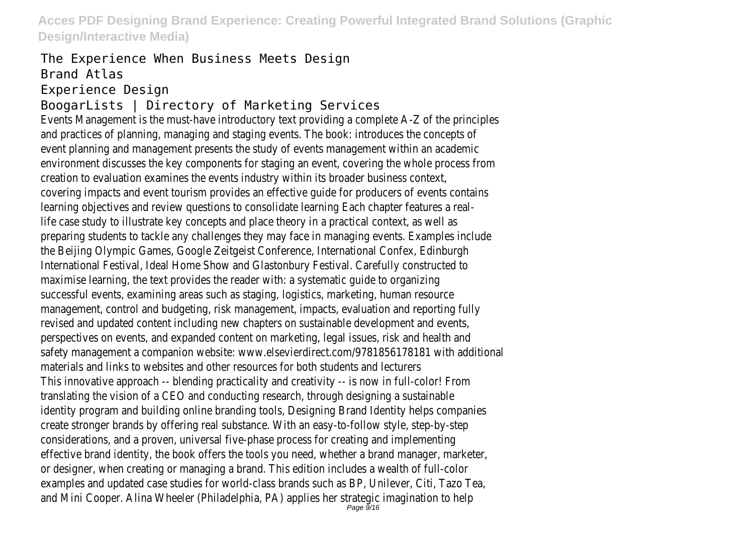The Experience When Business Meets Design
Brand Atlas
Experience Design
BoogarLists | Directory of Marketing Services

Events Management is the must-have introductory text providing a complete A-Z of the principles and practices of planning, managing and staging events. The book: introduces the concepts of event planning and management presents the study of events management within an academic environment discusses the key components for staging an event, covering the whole process from creation to evaluation examines the events industry within its broader business context, covering impacts and event tourism provides an effective guide for producers of events contains learning objectives and review questions to consolidate learning Each chapter features a real-life case study to illustrate key concepts and place theory in a practical context, as well as preparing students to tackle any challenges they may face in managing events. Examples include the Beijing Olympic Games, Google Zeitgeist Conference, International Confex, Edinburgh International Festival, Ideal Home Show and Glastonbury Festival. Carefully constructed to maximise learning, the text provides the reader with: a systematic guide to organizing successful events, examining areas such as staging, logistics, marketing, human resource management, control and budgeting, risk management, impacts, evaluation and reporting fully revised and updated content including new chapters on sustainable development and events, perspectives on events, and expanded content on marketing, legal issues, risk and health and safety management a companion website: www.elsevierdirect.com/9781856178181 with additional materials and links to websites and other resources for both students and lecturers

This innovative approach -- blending practicality and creativity -- is now in full-color! From translating the vision of a CEO and conducting research, through designing a sustainable identity program and building online branding tools, Designing Brand Identity helps companies create stronger brands by offering real substance. With an easy-to-follow style, step-by-step considerations, and a proven, universal five-phase process for creating and implementing effective brand identity, the book offers the tools you need, whether a brand manager, marketer, or designer, when creating or managing a brand. This edition includes a wealth of full-color examples and updated case studies for world-class brands such as BP, Unilever, Citi, Tazo Tea, and Mini Cooper. Alina Wheeler (Philadelphia, PA) applies her strategic imagination to help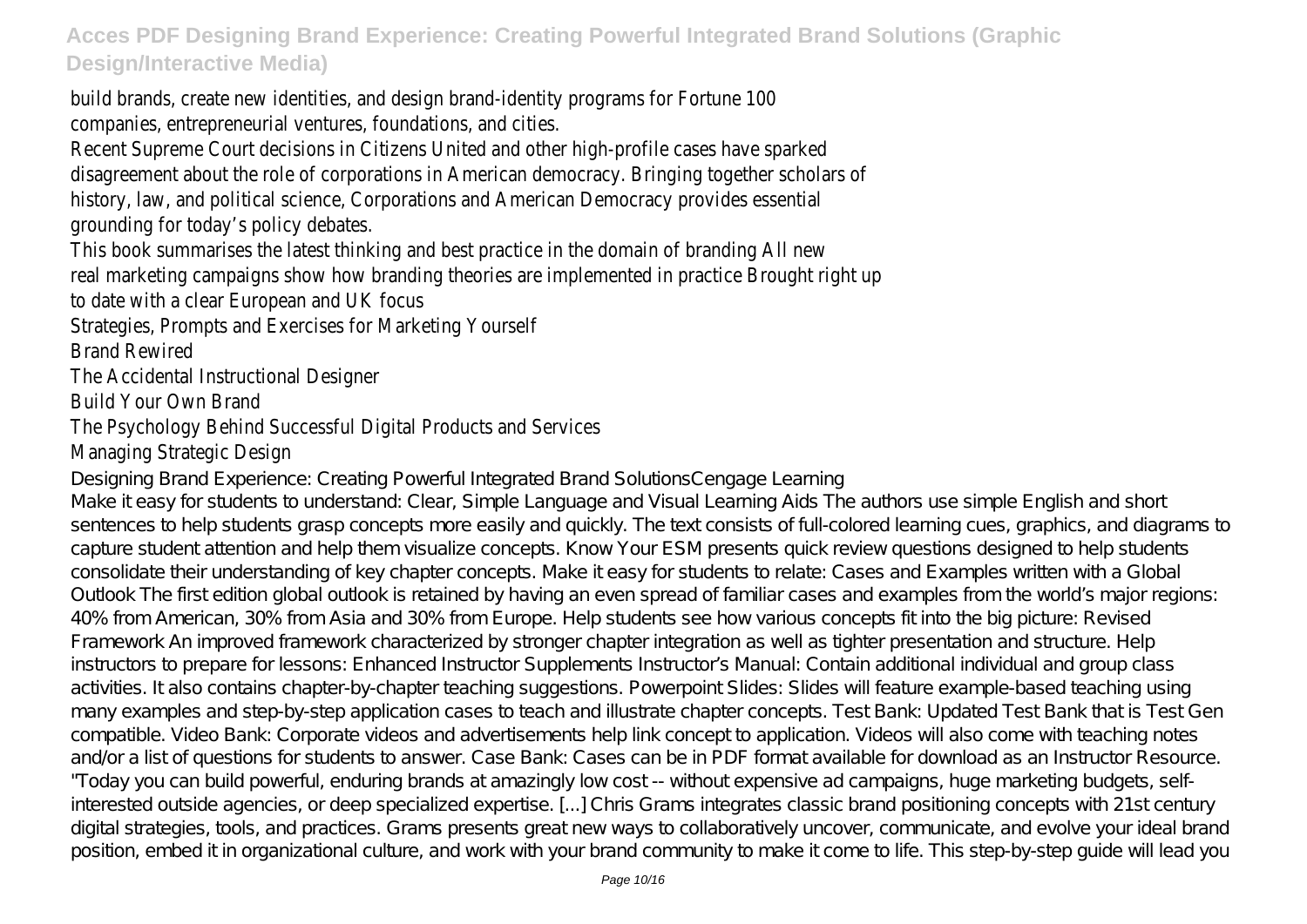build brands, create new identities, and design brand-identity programs for Fortune 100 companies, entrepreneurial ventures, foundations, and cities.

Recent Supreme Court decisions in Citizens United and other high-profile cases have sparked disagreement about the role of corporations in American democracy. Bringing together scholars of history, law, and political science, Corporations and American Democracy provides essential grounding for today's policy debates.

This book summarises the latest thinking and best practice in the domain of branding All new real marketing campaigns show how branding theories are implemented in practice Brought right up to date with a clear European and UK focus

Strategies, Prompts and Exercises for Marketing Yourself

Brand Rewired

The Accidental Instructional Designer

Build Your Own Brand

The Psychology Behind Successful Digital Products and Services

Managing Strategic Design

Designing Brand Experience: Creating Powerful Integrated Brand SolutionsCengage Learning

Make it easy for students to understand: Clear, Simple Language and Visual Learning Aids The authors use simple English and short sentences to help students grasp concepts more easily and quickly. The text consists of full-colored learning cues, graphics, and diagrams to capture student attention and help them visualize concepts. Know Your ESM presents quick review questions designed to help students consolidate their understanding of key chapter concepts. Make it easy for students to relate: Cases and Examples written with a Global Outlook The first edition global outlook is retained by having an even spread of familiar cases and examples from the world's major regions: 40% from American, 30% from Asia and 30% from Europe. Help students see how various concepts fit into the big picture: Revised Framework An improved framework characterized by stronger chapter integration as well as tighter presentation and structure. Help instructors to prepare for lessons: Enhanced Instructor Supplements Instructor's Manual: Contain additional individual and group class activities. It also contains chapter-by-chapter teaching suggestions. Powerpoint Slides: Slides will feature example-based teaching using many examples and step-by-step application cases to teach and illustrate chapter concepts. Test Bank: Updated Test Bank that is Test Gen compatible. Video Bank: Corporate videos and advertisements help link concept to application. Videos will also come with teaching notes and/or a list of questions for students to answer. Case Bank: Cases can be in PDF format available for download as an Instructor Resource.

"Today you can build powerful, enduring brands at amazingly low cost -- without expensive ad campaigns, huge marketing budgets, self-interested outside agencies, or deep specialized expertise. [...] Chris Grams integrates classic brand positioning concepts with 21st century digital strategies, tools, and practices. Grams presents great new ways to collaboratively uncover, communicate, and evolve your ideal brand position, embed it in organizational culture, and work with your brand community to make it come to life. This step-by-step guide will lead you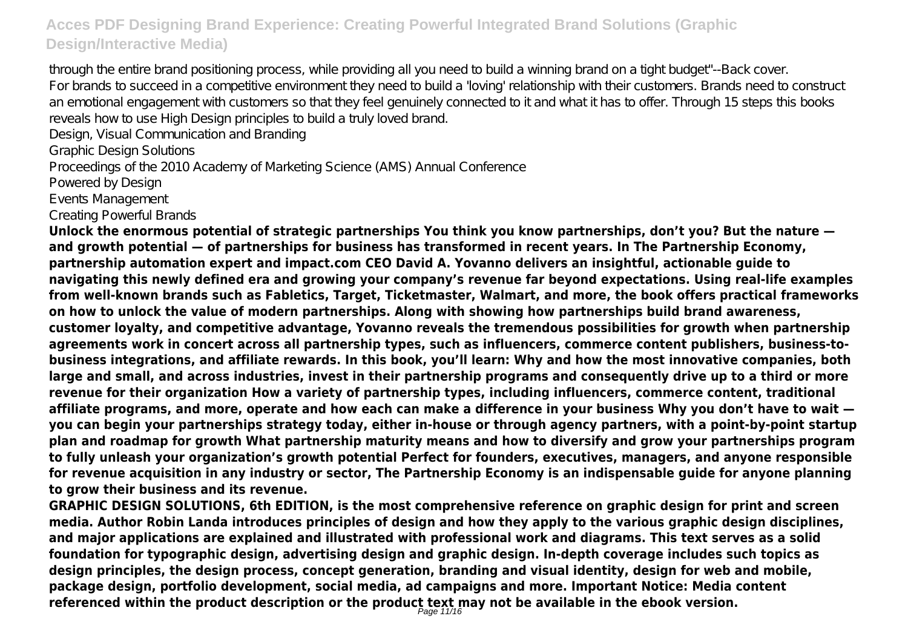through the entire brand positioning process, while providing all you need to build a winning brand on a tight budget"--Back cover.
For brands to succeed in a competitive environment they need to build a 'loving' relationship with their customers. Brands need to construct an emotional engagement with customers so that they feel genuinely connected to it and what it has to offer. Through 15 steps this books reveals how to use High Design principles to build a truly loved brand.

Design, Visual Communication and Branding

Graphic Design Solutions

Proceedings of the 2010 Academy of Marketing Science (AMS) Annual Conference

Powered by Design

Events Management

Creating Powerful Brands

**Unlock the enormous potential of strategic partnerships You think you know partnerships, don't you? But the nature — and growth potential — of partnerships for business has transformed in recent years. In The Partnership Economy, partnership automation expert and impact.com CEO David A. Yovanno delivers an insightful, actionable guide to navigating this newly defined era and growing your company's revenue far beyond expectations. Using real-life examples from well-known brands such as Fabletics, Target, Ticketmaster, Walmart, and more, the book offers practical frameworks on how to unlock the value of modern partnerships. Along with showing how partnerships build brand awareness, customer loyalty, and competitive advantage, Yovanno reveals the tremendous possibilities for growth when partnership agreements work in concert across all partnership types, such as influencers, commerce content publishers, business-to-business integrations, and affiliate rewards. In this book, you'll learn: Why and how the most innovative companies, both large and small, and across industries, invest in their partnership programs and consequently drive up to a third or more revenue for their organization How a variety of partnership types, including influencers, commerce content, traditional affiliate programs, and more, operate and how each can make a difference in your business Why you don't have to wait — you can begin your partnerships strategy today, either in-house or through agency partners, with a point-by-point startup plan and roadmap for growth What partnership maturity means and how to diversify and grow your partnerships program to fully unleash your organization's growth potential Perfect for founders, executives, managers, and anyone responsible for revenue acquisition in any industry or sector, The Partnership Economy is an indispensable guide for anyone planning to grow their business and its revenue.**

**GRAPHIC DESIGN SOLUTIONS, 6th EDITION, is the most comprehensive reference on graphic design for print and screen media. Author Robin Landa introduces principles of design and how they apply to the various graphic design disciplines, and major applications are explained and illustrated with professional work and diagrams. This text serves as a solid foundation for typographic design, advertising design and graphic design. In-depth coverage includes such topics as design principles, the design process, concept generation, branding and visual identity, design for web and mobile, package design, portfolio development, social media, ad campaigns and more. Important Notice: Media content referenced within the product description or the product text may not be available in the ebook version.**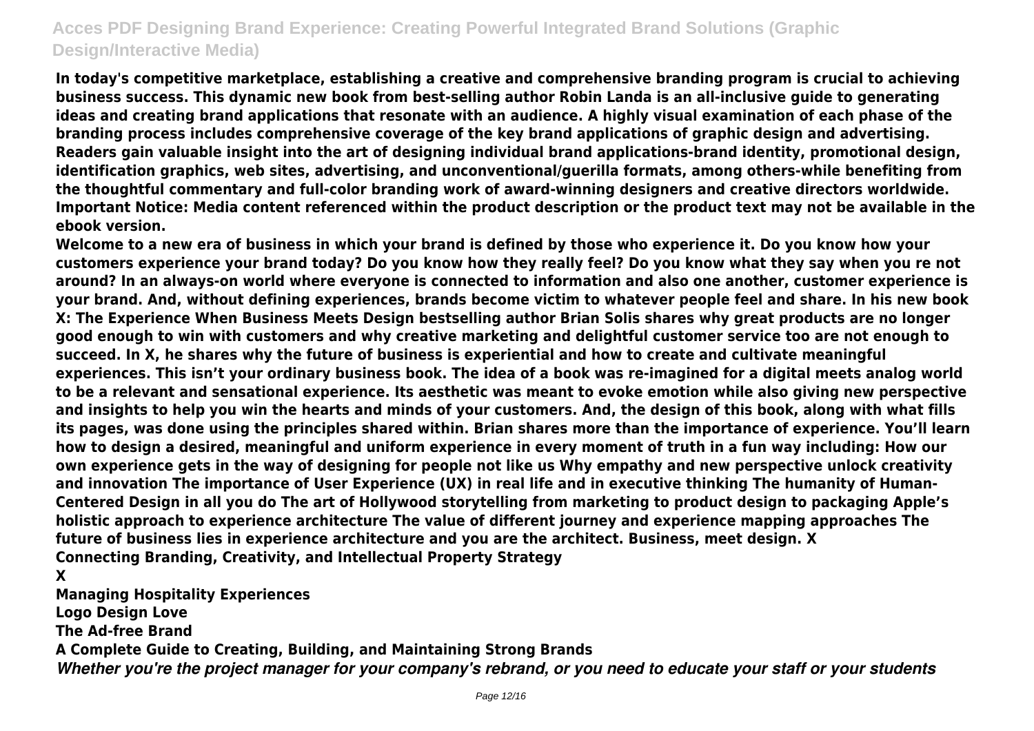**In today's competitive marketplace, establishing a creative and comprehensive branding program is crucial to achieving business success. This dynamic new book from best-selling author Robin Landa is an all-inclusive guide to generating ideas and creating brand applications that resonate with an audience. A highly visual examination of each phase of the branding process includes comprehensive coverage of the key brand applications of graphic design and advertising. Readers gain valuable insight into the art of designing individual brand applications-brand identity, promotional design, identification graphics, web sites, advertising, and unconventional/guerilla formats, among others-while benefiting from the thoughtful commentary and full-color branding work of award-winning designers and creative directors worldwide. Important Notice: Media content referenced within the product description or the product text may not be available in the ebook version.**

**Welcome to a new era of business in which your brand is defined by those who experience it. Do you know how your customers experience your brand today? Do you know how they really feel? Do you know what they say when you re not around? In an always-on world where everyone is connected to information and also one another, customer experience is your brand. And, without defining experiences, brands become victim to whatever people feel and share. In his new book X: The Experience When Business Meets Design bestselling author Brian Solis shares why great products are no longer good enough to win with customers and why creative marketing and delightful customer service too are not enough to succeed. In X, he shares why the future of business is experiential and how to create and cultivate meaningful experiences. This isn't your ordinary business book. The idea of a book was re-imagined for a digital meets analog world to be a relevant and sensational experience. Its aesthetic was meant to evoke emotion while also giving new perspective and insights to help you win the hearts and minds of your customers. And, the design of this book, along with what fills its pages, was done using the principles shared within. Brian shares more than the importance of experience. You'll learn how to design a desired, meaningful and uniform experience in every moment of truth in a fun way including: How our own experience gets in the way of designing for people not like us Why empathy and new perspective unlock creativity and innovation The importance of User Experience (UX) in real life and in executive thinking The humanity of Human-Centered Design in all you do The art of Hollywood storytelling from marketing to product design to packaging Apple's holistic approach to experience architecture The value of different journey and experience mapping approaches The future of business lies in experience architecture and you are the architect. Business, meet design. X**

**Connecting Branding, Creativity, and Intellectual Property Strategy**

**X**

**Managing Hospitality Experiences**

**Logo Design Love**

**The Ad-free Brand**

**A Complete Guide to Creating, Building, and Maintaining Strong Brands**

***Whether you're the project manager for your company's rebrand, or you need to educate your staff or your students***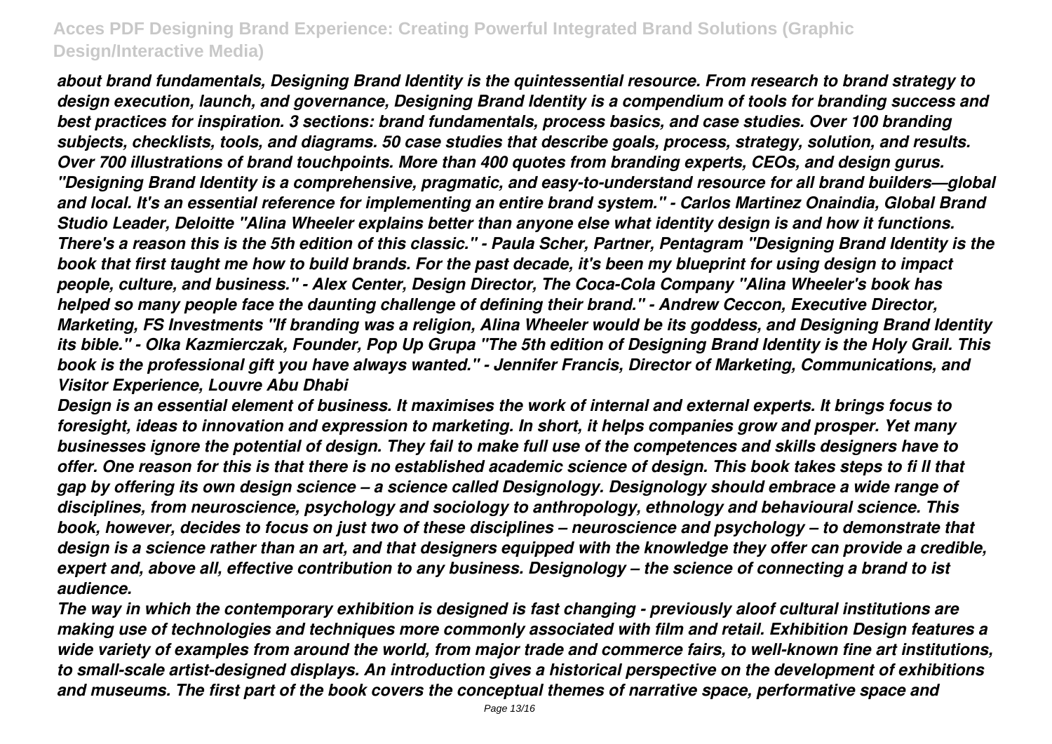*about brand fundamentals, Designing Brand Identity is the quintessential resource. From research to brand strategy to design execution, launch, and governance, Designing Brand Identity is a compendium of tools for branding success and best practices for inspiration. 3 sections: brand fundamentals, process basics, and case studies. Over 100 branding subjects, checklists, tools, and diagrams. 50 case studies that describe goals, process, strategy, solution, and results. Over 700 illustrations of brand touchpoints. More than 400 quotes from branding experts, CEOs, and design gurus. "Designing Brand Identity is a comprehensive, pragmatic, and easy-to-understand resource for all brand builders—global and local. It's an essential reference for implementing an entire brand system." - Carlos Martinez Onaindia, Global Brand Studio Leader, Deloitte "Alina Wheeler explains better than anyone else what identity design is and how it functions. There's a reason this is the 5th edition of this classic." - Paula Scher, Partner, Pentagram "Designing Brand Identity is the book that first taught me how to build brands. For the past decade, it's been my blueprint for using design to impact people, culture, and business." - Alex Center, Design Director, The Coca-Cola Company "Alina Wheeler's book has helped so many people face the daunting challenge of defining their brand." - Andrew Ceccon, Executive Director, Marketing, FS Investments "If branding was a religion, Alina Wheeler would be its goddess, and Designing Brand Identity its bible." - Olka Kazmierczak, Founder, Pop Up Grupa "The 5th edition of Designing Brand Identity is the Holy Grail. This book is the professional gift you have always wanted." - Jennifer Francis, Director of Marketing, Communications, and Visitor Experience, Louvre Abu Dhabi*

*Design is an essential element of business. It maximises the work of internal and external experts. It brings focus to foresight, ideas to innovation and expression to marketing. In short, it helps companies grow and prosper. Yet many businesses ignore the potential of design. They fail to make full use of the competences and skills designers have to offer. One reason for this is that there is no established academic science of design. This book takes steps to fi ll that gap by offering its own design science – a science called Designology. Designology should embrace a wide range of disciplines, from neuroscience, psychology and sociology to anthropology, ethnology and behavioural science. This book, however, decides to focus on just two of these disciplines – neuroscience and psychology – to demonstrate that design is a science rather than an art, and that designers equipped with the knowledge they offer can provide a credible, expert and, above all, effective contribution to any business. Designology – the science of connecting a brand to ist audience.*

*The way in which the contemporary exhibition is designed is fast changing - previously aloof cultural institutions are making use of technologies and techniques more commonly associated with film and retail. Exhibition Design features a wide variety of examples from around the world, from major trade and commerce fairs, to well-known fine art institutions, to small-scale artist-designed displays. An introduction gives a historical perspective on the development of exhibitions and museums. The first part of the book covers the conceptual themes of narrative space, performative space and*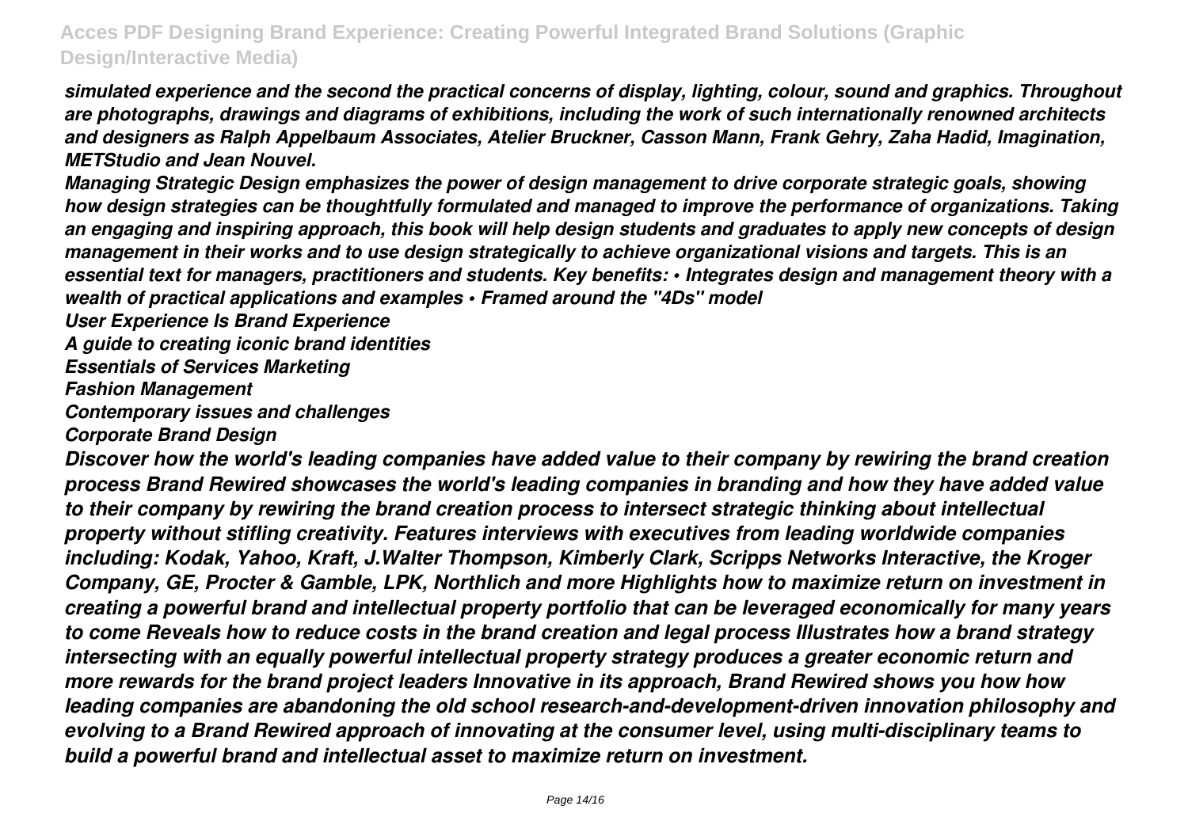*simulated experience and the second the practical concerns of display, lighting, colour, sound and graphics. Throughout are photographs, drawings and diagrams of exhibitions, including the work of such internationally renowned architects and designers as Ralph Appelbaum Associates, Atelier Bruckner, Casson Mann, Frank Gehry, Zaha Hadid, Imagination, METStudio and Jean Nouvel.*

*Managing Strategic Design emphasizes the power of design management to drive corporate strategic goals, showing how design strategies can be thoughtfully formulated and managed to improve the performance of organizations. Taking an engaging and inspiring approach, this book will help design students and graduates to apply new concepts of design management in their works and to use design strategically to achieve organizational visions and targets. This is an essential text for managers, practitioners and students. Key benefits: • Integrates design and management theory with a wealth of practical applications and examples • Framed around the "4Ds" model*

*User Experience Is Brand Experience*

*A guide to creating iconic brand identities*

*Essentials of Services Marketing*

*Fashion Management*

*Contemporary issues and challenges*

*Corporate Brand Design*

*Discover how the world's leading companies have added value to their company by rewiring the brand creation process Brand Rewired showcases the world's leading companies in branding and how they have added value to their company by rewiring the brand creation process to intersect strategic thinking about intellectual property without stifling creativity. Features interviews with executives from leading worldwide companies including: Kodak, Yahoo, Kraft, J.Walter Thompson, Kimberly Clark, Scripps Networks Interactive, the Kroger Company, GE, Procter & Gamble, LPK, Northlich and more Highlights how to maximize return on investment in creating a powerful brand and intellectual property portfolio that can be leveraged economically for many years to come Reveals how to reduce costs in the brand creation and legal process Illustrates how a brand strategy intersecting with an equally powerful intellectual property strategy produces a greater economic return and more rewards for the brand project leaders Innovative in its approach, Brand Rewired shows you how how leading companies are abandoning the old school research-and-development-driven innovation philosophy and evolving to a Brand Rewired approach of innovating at the consumer level, using multi-disciplinary teams to build a powerful brand and intellectual asset to maximize return on investment.*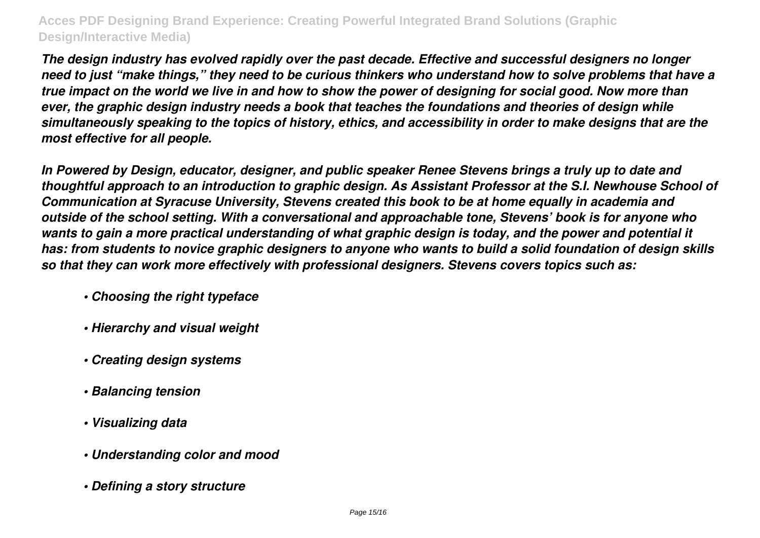*The design industry has evolved rapidly over the past decade. Effective and successful designers no longer need to just "make things," they need to be curious thinkers who understand how to solve problems that have a true impact on the world we live in and how to show the power of designing for social good. Now more than ever, the graphic design industry needs a book that teaches the foundations and theories of design while simultaneously speaking to the topics of history, ethics, and accessibility in order to make designs that are the most effective for all people.*

*In Powered by Design, educator, designer, and public speaker Renee Stevens brings a truly up to date and thoughtful approach to an introduction to graphic design. As Assistant Professor at the S.I. Newhouse School of Communication at Syracuse University, Stevens created this book to be at home equally in academia and outside of the school setting. With a conversational and approachable tone, Stevens' book is for anyone who wants to gain a more practical understanding of what graphic design is today, and the power and potential it has: from students to novice graphic designers to anyone who wants to build a solid foundation of design skills so that they can work more effectively with professional designers. Stevens covers topics such as:*

- *Choosing the right typeface*
- *Hierarchy and visual weight*
- *Creating design systems*
- *Balancing tension*
- *Visualizing data*
- *Understanding color and mood*
- *Defining a story structure*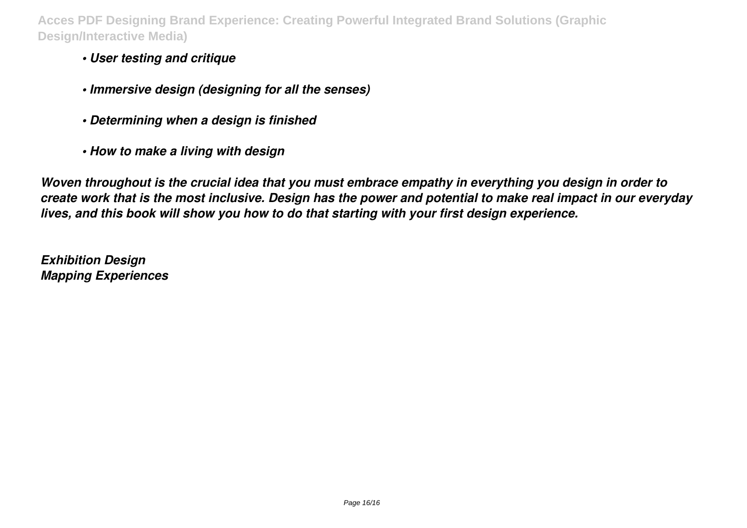- *User testing and critique*
- *Immersive design (designing for all the senses)*
- *Determining when a design is finished*
- *How to make a living with design*

***Woven throughout is the crucial idea that you must embrace empathy in everything you design in order to create work that is the most inclusive. Design has the power and potential to make real impact in our everyday lives, and this book will show you how to do that starting with your first design experience.***

***Exhibition Design***
***Mapping Experiences***